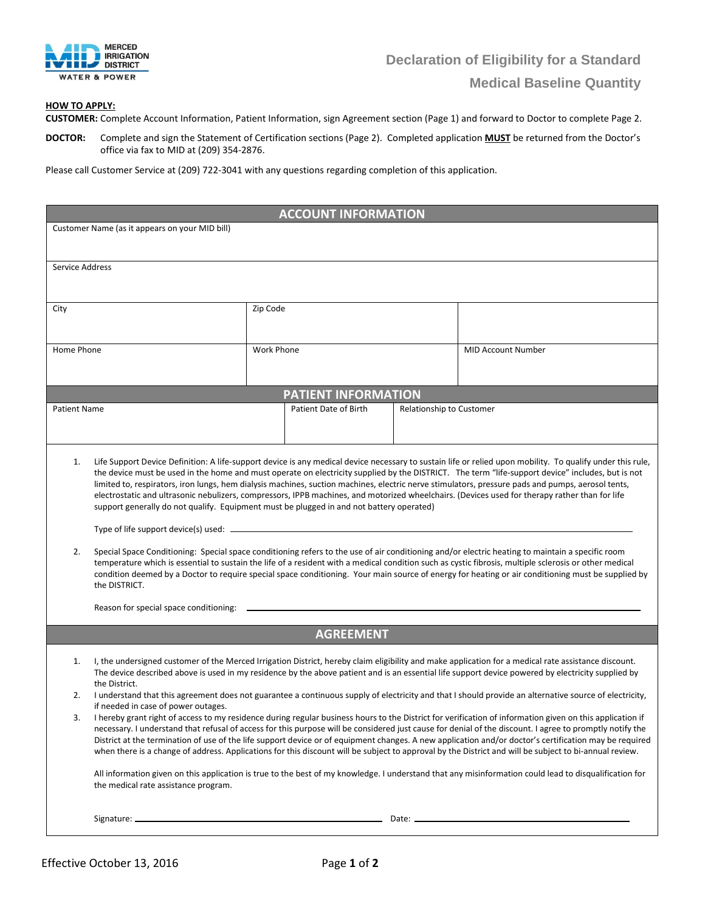MERCED IRRIGATION DISTRICT
WATER & POWER

# Declaration of Eligibility for a Standard Medical Baseline Quantity

**HOW TO APPLY:**

**CUSTOMER:** Complete Account Information, Patient Information, sign Agreement section (Page 1) and forward to Doctor to complete Page 2.

**DOCTOR:** Complete and sign the Statement of Certification sections (Page 2). Completed application **MUST** be returned from the Doctor's office via fax to MID at (209) 354-2876.

Please call Customer Service at (209) 722-3041 with any questions regarding completion of this application.

## ACCOUNT INFORMATION

| Customer Name (as it appears on your MID bill) | | |
|---|---|---|
| Service Address | | |
| City | Zip Code | |
| Home Phone | Work Phone | MID Account Number |

## PATIENT INFORMATION

| Patient Name | Patient Date of Birth | Relationship to Customer |
|---|---|---|
| | | |

1. Life Support Device Definition: A life-support device is any medical device necessary to sustain life or relied upon mobility. To qualify under this rule, the device must be used in the home and must operate on electricity supplied by the DISTRICT. The term "life-support device" includes, but is not limited to, respirators, iron lungs, hem dialysis machines, suction machines, electric nerve stimulators, pressure pads and pumps, aerosol tents, electrostatic and ultrasonic nebulizers, compressors, IPPB machines, and motorized wheelchairs. (Devices used for therapy rather than for life support generally do not qualify. Equipment must be plugged in and not battery operated)

   Type of life support device(s) used: ______________________________

2. Special Space Conditioning: Special space conditioning refers to the use of air conditioning and/or electric heating to maintain a specific room temperature which is essential to sustain the life of a resident with a medical condition such as cystic fibrosis, multiple sclerosis or other medical condition deemed by a Doctor to require special space conditioning. Your main source of energy for heating or air conditioning must be supplied by the DISTRICT.

   Reason for special space conditioning: ______________________________

## AGREEMENT

1. I, the undersigned customer of the Merced Irrigation District, hereby claim eligibility and make application for a medical rate assistance discount. The device described above is used in my residence by the above patient and is an essential life support device powered by electricity supplied by the District.
2. I understand that this agreement does not guarantee a continuous supply of electricity and that I should provide an alternative source of electricity, if needed in case of power outages.
3. I hereby grant right of access to my residence during regular business hours to the District for verification of information given on this application if necessary. I understand that refusal of access for this purpose will be considered just cause for denial of the discount. I agree to promptly notify the District at the termination of use of the life support device or of equipment changes. A new application and/or doctor's certification may be required when there is a change of address. Applications for this discount will be subject to approval by the District and will be subject to bi-annual review.

All information given on this application is true to the best of my knowledge. I understand that any misinformation could lead to disqualification for the medical rate assistance program.

Signature: ______________________________ Date: ______________________________

Effective October 13, 2016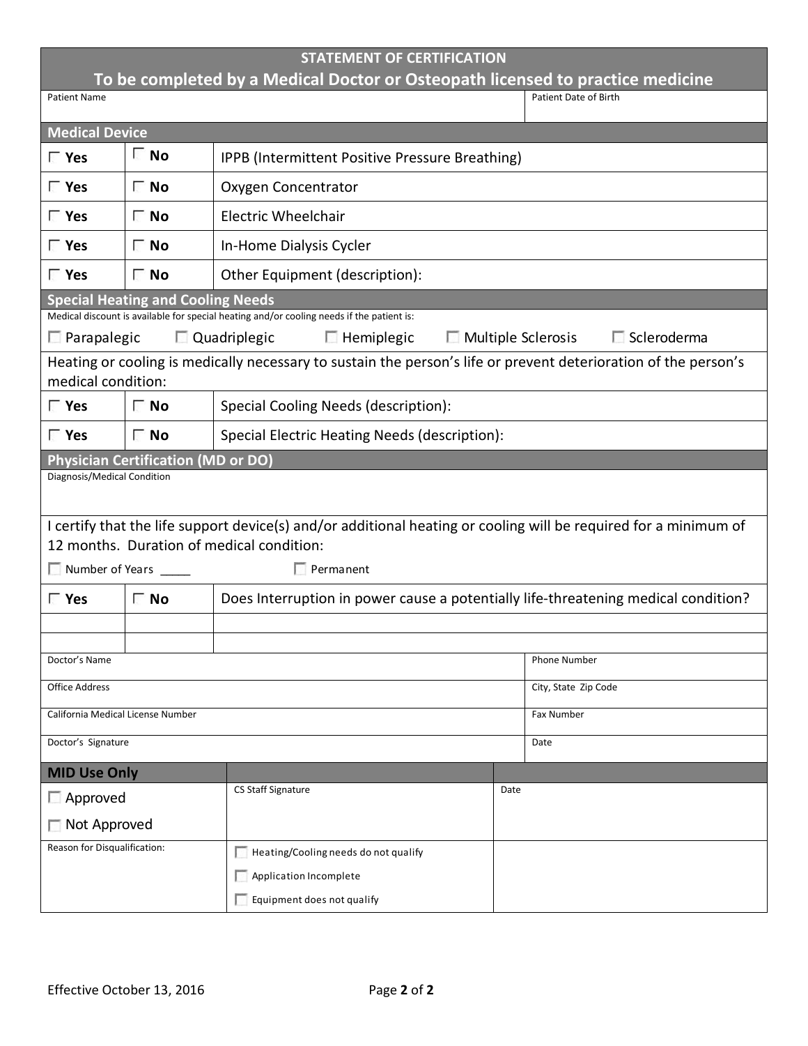## STATEMENT OF CERTIFICATION

## To be completed by a Medical Doctor or Osteopath licensed to practice medicine

| Patient Name | Patient Date of Birth |
|---|---|
| | |

### Medical Device

| | | |
|---|---|---|
| ☐ Yes | ☐ No | IPPB (Intermittent Positive Pressure Breathing) |
| ☐ Yes | ☐ No | Oxygen Concentrator |
| ☐ Yes | ☐ No | Electric Wheelchair |
| ☐ Yes | ☐ No | In-Home Dialysis Cycler |
| ☐ Yes | ☐ No | Other Equipment (description): |

### Special Heating and Cooling Needs

Medical discount is available for special heating and/or cooling needs if the patient is:

☐ Parapalegic ☐ Quadriplegic ☐ Hemiplegic ☐ Multiple Sclerosis ☐ Scleroderma

Heating or cooling is medically necessary to sustain the person's life or prevent deterioration of the person's medical condition:

| | | |
|---|---|---|
| ☐ Yes | ☐ No | Special Cooling Needs (description): |
| ☐ Yes | ☐ No | Special Electric Heating Needs (description): |

### Physician Certification (MD or DO)

Diagnosis/Medical Condition

I certify that the life support device(s) and/or additional heating or cooling will be required for a minimum of 12 months. Duration of medical condition:

☐ Number of Years _____ ☐ Permanent

| | | |
|---|---|---|
| ☐ Yes | ☐ No | Does Interruption in power cause a potentially life-threatening medical condition? |
| | | |
| | | |

| | |
|---|---|
| Doctor's Name | Phone Number |
| Office Address | City, State Zip Code |
| California Medical License Number | Fax Number |
| Doctor's Signature | Date |

### MID Use Only

| | | |
|---|---|---|
| ☐ Approved<br>☐ Not Approved | CS Staff Signature | Date |
| Reason for Disqualification: | ☐ Heating/Cooling needs do not qualify<br>☐ Application Incomplete<br>☐ Equipment does not qualify | |

Effective October 13, 2016